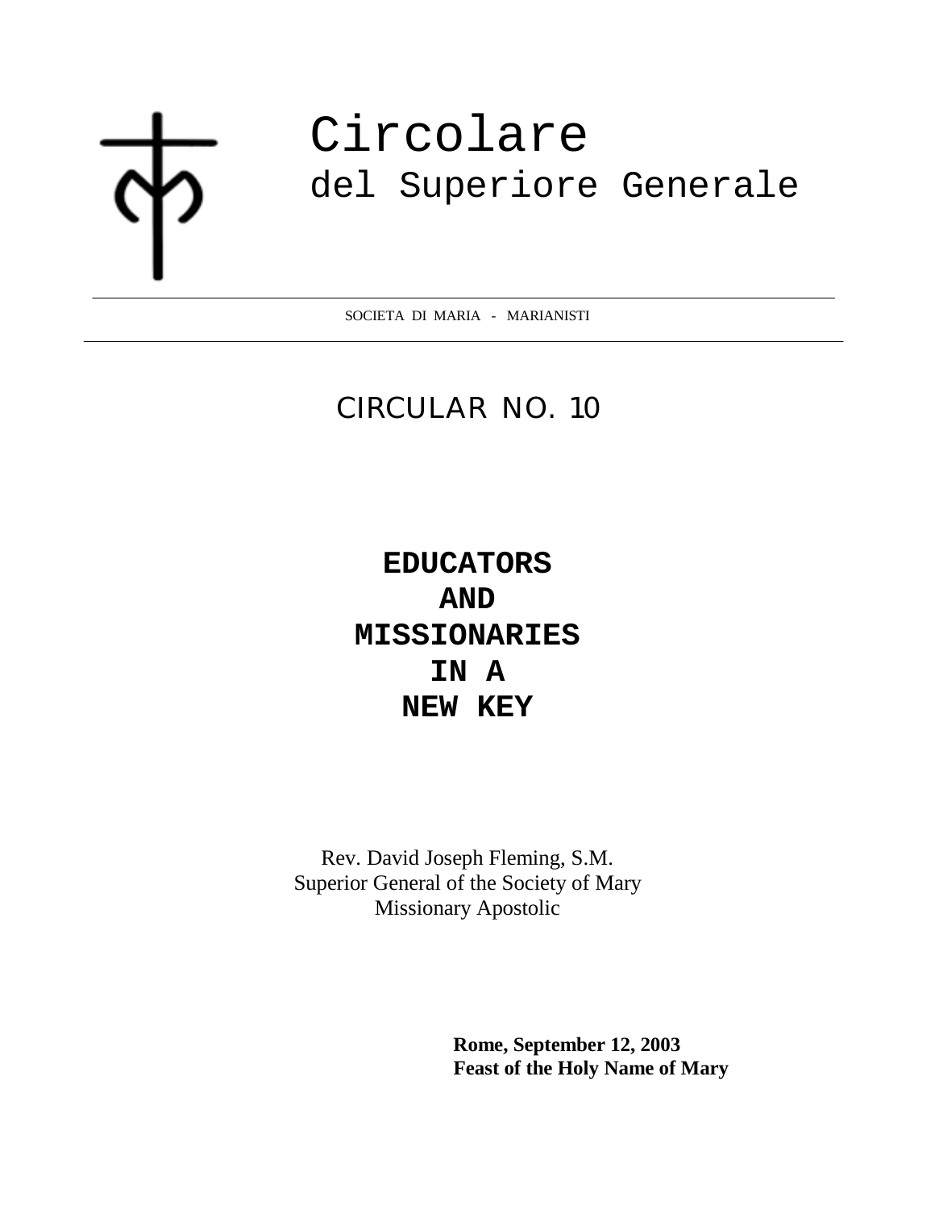# Circolare
## del Superiore Generale

SOCIETA DI MARIA - MARIANISTI

---

## CIRCULAR NO. 10

# EDUCATORS
# AND
# MISSIONARIES
# IN A
# NEW KEY

Rev. David Joseph Fleming, S.M.
Superior General of the Society of Mary
Missionary Apostolic

**Rome, September 12, 2003**
**Feast of the Holy Name of Mary**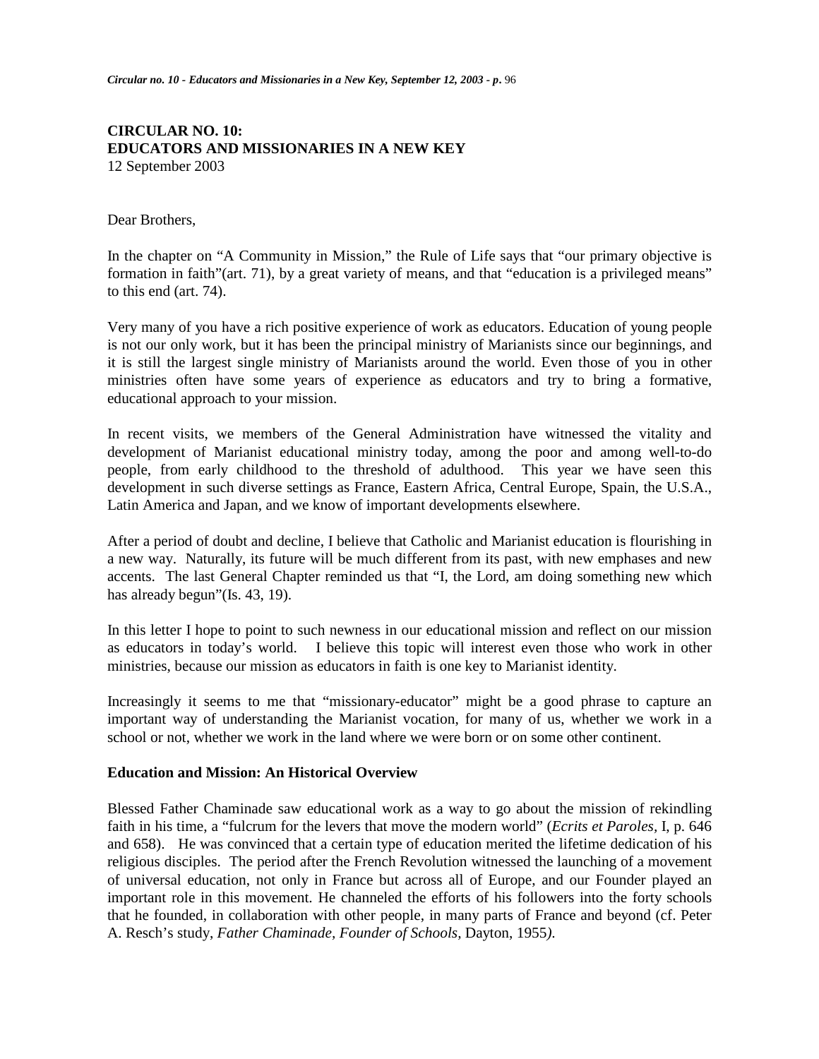# CIRCULAR NO. 10:
# EDUCATORS AND MISSIONARIES IN A NEW KEY

12 September 2003

Dear Brothers,

In the chapter on "A Community in Mission," the Rule of Life says that "our primary objective is formation in faith"(art. 71), by a great variety of means, and that "education is a privileged means" to this end (art. 74).

Very many of you have a rich positive experience of work as educators. Education of young people is not our only work, but it has been the principal ministry of Marianists since our beginnings, and it is still the largest single ministry of Marianists around the world. Even those of you in other ministries often have some years of experience as educators and try to bring a formative, educational approach to your mission.

In recent visits, we members of the General Administration have witnessed the vitality and development of Marianist educational ministry today, among the poor and among well-to-do people, from early childhood to the threshold of adulthood. This year we have seen this development in such diverse settings as France, Eastern Africa, Central Europe, Spain, the U.S.A., Latin America and Japan, and we know of important developments elsewhere.

After a period of doubt and decline, I believe that Catholic and Marianist education is flourishing in a new way. Naturally, its future will be much different from its past, with new emphases and new accents. The last General Chapter reminded us that "I, the Lord, am doing something new which has already begun"(Is. 43, 19).

In this letter I hope to point to such newness in our educational mission and reflect on our mission as educators in today's world. I believe this topic will interest even those who work in other ministries, because our mission as educators in faith is one key to Marianist identity.

Increasingly it seems to me that "missionary-educator" might be a good phrase to capture an important way of understanding the Marianist vocation, for many of us, whether we work in a school or not, whether we work in the land where we were born or on some other continent.

**Education and Mission: An Historical Overview**

Blessed Father Chaminade saw educational work as a way to go about the mission of rekindling faith in his time, a "fulcrum for the levers that move the modern world" (*Ecrits et Paroles*, I, p. 646 and 658). He was convinced that a certain type of education merited the lifetime dedication of his religious disciples. The period after the French Revolution witnessed the launching of a movement of universal education, not only in France but across all of Europe, and our Founder played an important role in this movement. He channeled the efforts of his followers into the forty schools that he founded, in collaboration with other people, in many parts of France and beyond (cf. Peter A. Resch's study, *Father Chaminade, Founder of Schools*, Dayton, 1955).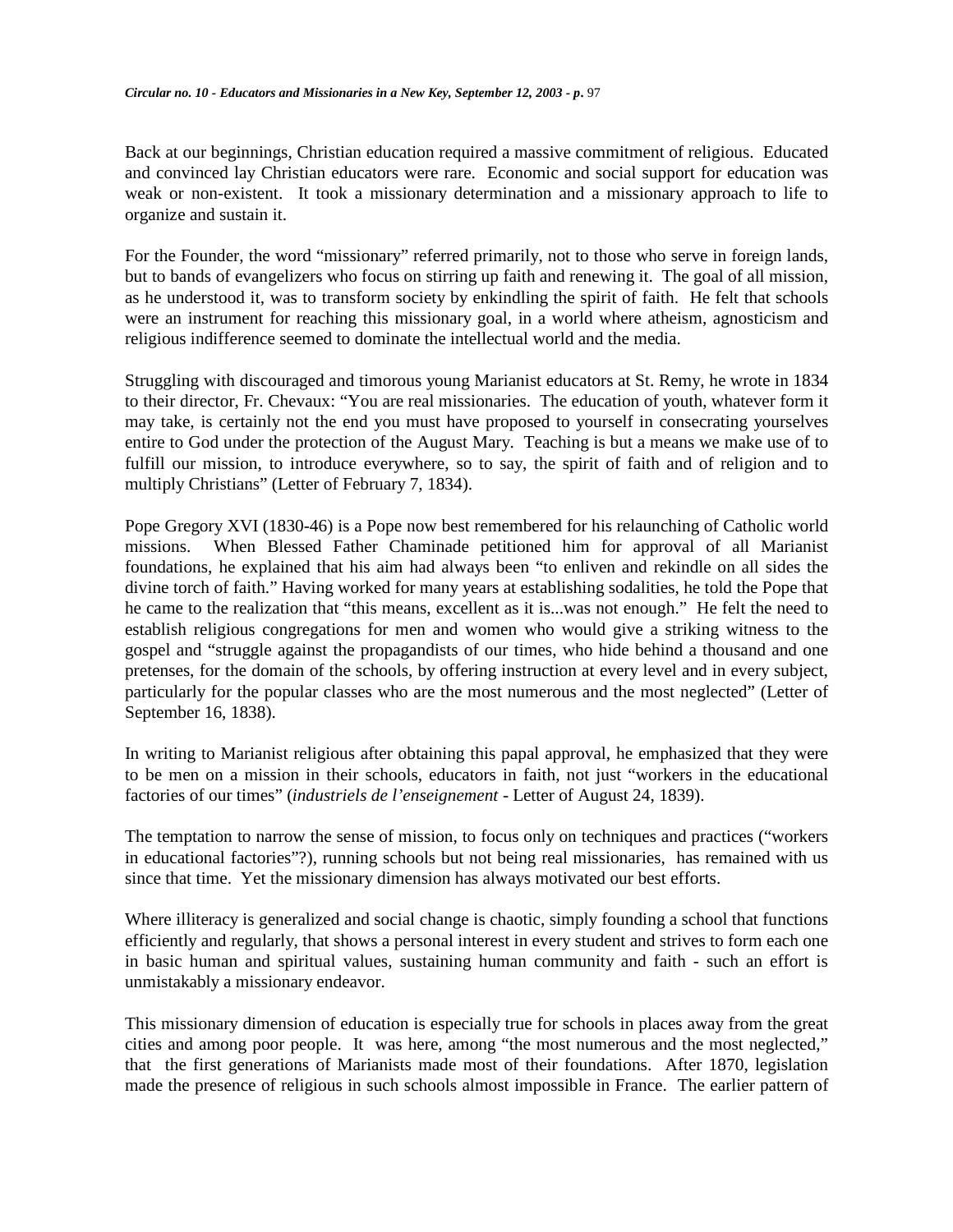Back at our beginnings, Christian education required a massive commitment of religious. Educated and convinced lay Christian educators were rare. Economic and social support for education was weak or non-existent. It took a missionary determination and a missionary approach to life to organize and sustain it.

For the Founder, the word "missionary" referred primarily, not to those who serve in foreign lands, but to bands of evangelizers who focus on stirring up faith and renewing it. The goal of all mission, as he understood it, was to transform society by enkindling the spirit of faith. He felt that schools were an instrument for reaching this missionary goal, in a world where atheism, agnosticism and religious indifference seemed to dominate the intellectual world and the media.

Struggling with discouraged and timorous young Marianist educators at St. Remy, he wrote in 1834 to their director, Fr. Chevaux: "You are real missionaries. The education of youth, whatever form it may take, is certainly not the end you must have proposed to yourself in consecrating yourselves entire to God under the protection of the August Mary. Teaching is but a means we make use of to fulfill our mission, to introduce everywhere, so to say, the spirit of faith and of religion and to multiply Christians" (Letter of February 7, 1834).

Pope Gregory XVI (1830-46) is a Pope now best remembered for his relaunching of Catholic world missions. When Blessed Father Chaminade petitioned him for approval of all Marianist foundations, he explained that his aim had always been "to enliven and rekindle on all sides the divine torch of faith." Having worked for many years at establishing sodalities, he told the Pope that he came to the realization that "this means, excellent as it is...was not enough." He felt the need to establish religious congregations for men and women who would give a striking witness to the gospel and "struggle against the propagandists of our times, who hide behind a thousand and one pretenses, for the domain of the schools, by offering instruction at every level and in every subject, particularly for the popular classes who are the most numerous and the most neglected" (Letter of September 16, 1838).

In writing to Marianist religious after obtaining this papal approval, he emphasized that they were to be men on a mission in their schools, educators in faith, not just "workers in the educational factories of our times" (*industriels de l'enseignement* - Letter of August 24, 1839).

The temptation to narrow the sense of mission, to focus only on techniques and practices ("workers in educational factories"?), running schools but not being real missionaries, has remained with us since that time. Yet the missionary dimension has always motivated our best efforts.

Where illiteracy is generalized and social change is chaotic, simply founding a school that functions efficiently and regularly, that shows a personal interest in every student and strives to form each one in basic human and spiritual values, sustaining human community and faith - such an effort is unmistakably a missionary endeavor.

This missionary dimension of education is especially true for schools in places away from the great cities and among poor people. It was here, among "the most numerous and the most neglected," that the first generations of Marianists made most of their foundations. After 1870, legislation made the presence of religious in such schools almost impossible in France. The earlier pattern of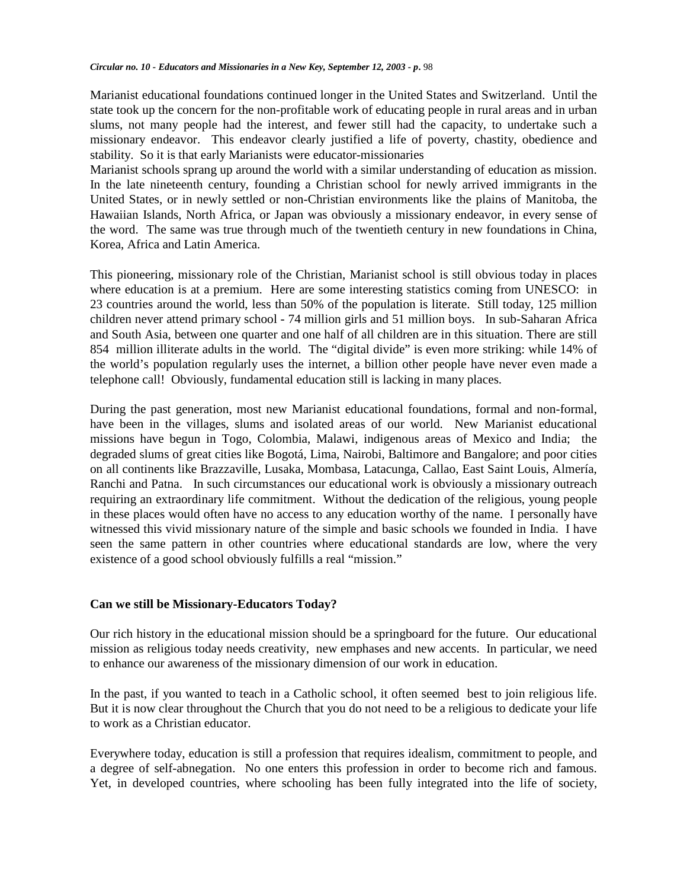Marianist educational foundations continued longer in the United States and Switzerland. Until the state took up the concern for the non-profitable work of educating people in rural areas and in urban slums, not many people had the interest, and fewer still had the capacity, to undertake such a missionary endeavor. This endeavor clearly justified a life of poverty, chastity, obedience and stability. So it is that early Marianists were educator-missionaries

Marianist schools sprang up around the world with a similar understanding of education as mission. In the late nineteenth century, founding a Christian school for newly arrived immigrants in the United States, or in newly settled or non-Christian environments like the plains of Manitoba, the Hawaiian Islands, North Africa, or Japan was obviously a missionary endeavor, in every sense of the word. The same was true through much of the twentieth century in new foundations in China, Korea, Africa and Latin America.

This pioneering, missionary role of the Christian, Marianist school is still obvious today in places where education is at a premium. Here are some interesting statistics coming from UNESCO: in 23 countries around the world, less than 50% of the population is literate. Still today, 125 million children never attend primary school - 74 million girls and 51 million boys. In sub-Saharan Africa and South Asia, between one quarter and one half of all children are in this situation. There are still 854 million illiterate adults in the world. The "digital divide" is even more striking: while 14% of the world's population regularly uses the internet, a billion other people have never even made a telephone call! Obviously, fundamental education still is lacking in many places.

During the past generation, most new Marianist educational foundations, formal and non-formal, have been in the villages, slums and isolated areas of our world. New Marianist educational missions have begun in Togo, Colombia, Malawi, indigenous areas of Mexico and India; the degraded slums of great cities like Bogotá, Lima, Nairobi, Baltimore and Bangalore; and poor cities on all continents like Brazzaville, Lusaka, Mombasa, Latacunga, Callao, East Saint Louis, Almería, Ranchi and Patna. In such circumstances our educational work is obviously a missionary outreach requiring an extraordinary life commitment. Without the dedication of the religious, young people in these places would often have no access to any education worthy of the name. I personally have witnessed this vivid missionary nature of the simple and basic schools we founded in India. I have seen the same pattern in other countries where educational standards are low, where the very existence of a good school obviously fulfills a real "mission."

## Can we still be Missionary-Educators Today?

Our rich history in the educational mission should be a springboard for the future. Our educational mission as religious today needs creativity, new emphases and new accents. In particular, we need to enhance our awareness of the missionary dimension of our work in education.

In the past, if you wanted to teach in a Catholic school, it often seemed best to join religious life. But it is now clear throughout the Church that you do not need to be a religious to dedicate your life to work as a Christian educator.

Everywhere today, education is still a profession that requires idealism, commitment to people, and a degree of self-abnegation. No one enters this profession in order to become rich and famous. Yet, in developed countries, where schooling has been fully integrated into the life of society,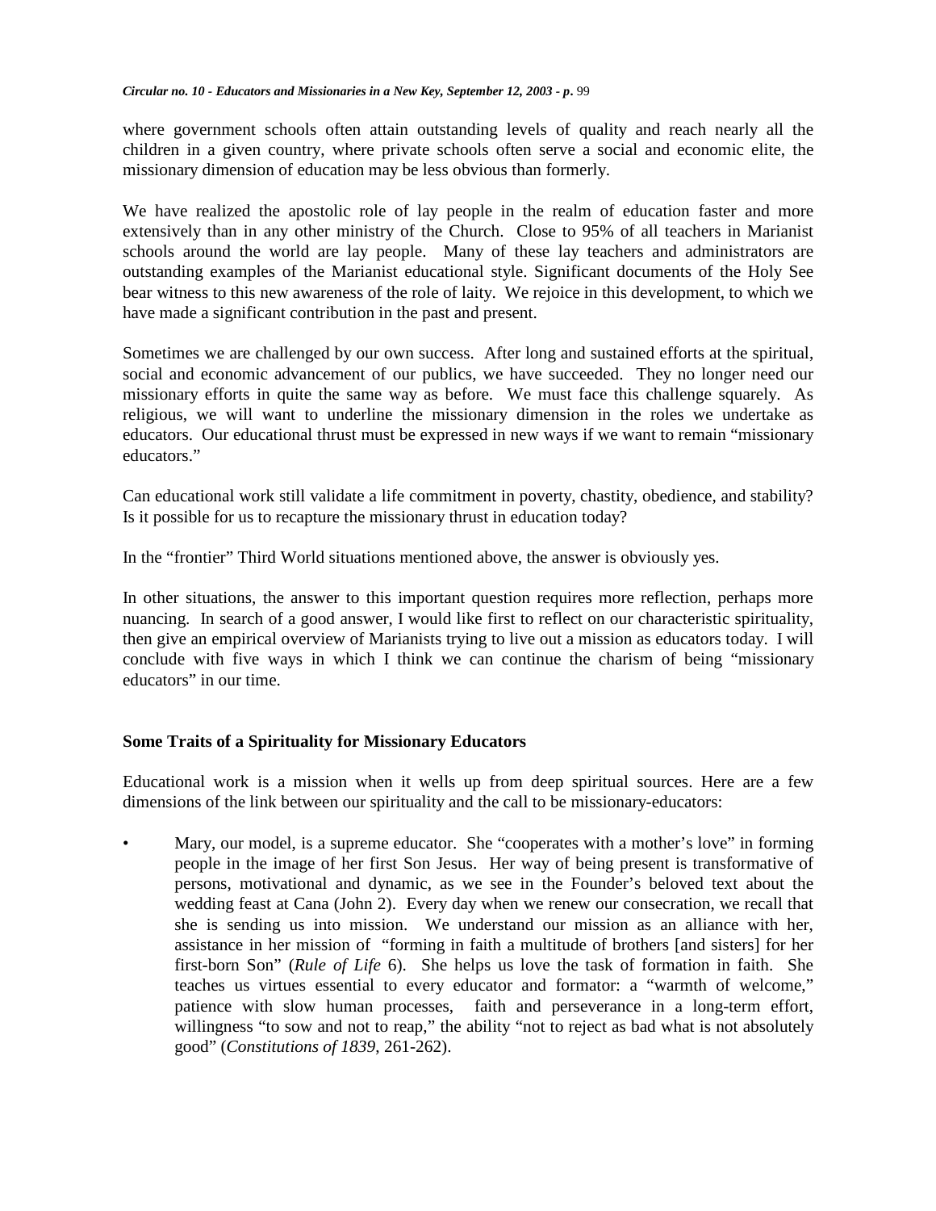where government schools often attain outstanding levels of quality and reach nearly all the children in a given country, where private schools often serve a social and economic elite, the missionary dimension of education may be less obvious than formerly.

We have realized the apostolic role of lay people in the realm of education faster and more extensively than in any other ministry of the Church. Close to 95% of all teachers in Marianist schools around the world are lay people. Many of these lay teachers and administrators are outstanding examples of the Marianist educational style. Significant documents of the Holy See bear witness to this new awareness of the role of laity. We rejoice in this development, to which we have made a significant contribution in the past and present.

Sometimes we are challenged by our own success. After long and sustained efforts at the spiritual, social and economic advancement of our publics, we have succeeded. They no longer need our missionary efforts in quite the same way as before. We must face this challenge squarely. As religious, we will want to underline the missionary dimension in the roles we undertake as educators. Our educational thrust must be expressed in new ways if we want to remain "missionary educators."

Can educational work still validate a life commitment in poverty, chastity, obedience, and stability? Is it possible for us to recapture the missionary thrust in education today?

In the "frontier" Third World situations mentioned above, the answer is obviously yes.

In other situations, the answer to this important question requires more reflection, perhaps more nuancing. In search of a good answer, I would like first to reflect on our characteristic spirituality, then give an empirical overview of Marianists trying to live out a mission as educators today. I will conclude with five ways in which I think we can continue the charism of being "missionary educators" in our time.

## Some Traits of a Spirituality for Missionary Educators

Educational work is a mission when it wells up from deep spiritual sources. Here are a few dimensions of the link between our spirituality and the call to be missionary-educators:

- Mary, our model, is a supreme educator. She "cooperates with a mother's love" in forming people in the image of her first Son Jesus. Her way of being present is transformative of persons, motivational and dynamic, as we see in the Founder's beloved text about the wedding feast at Cana (John 2). Every day when we renew our consecration, we recall that she is sending us into mission. We understand our mission as an alliance with her, assistance in her mission of "forming in faith a multitude of brothers [and sisters] for her first-born Son" (*Rule of Life* 6). She helps us love the task of formation in faith. She teaches us virtues essential to every educator and formator: a "warmth of welcome," patience with slow human processes, faith and perseverance in a long-term effort, willingness "to sow and not to reap," the ability "not to reject as bad what is not absolutely good" (*Constitutions of 1839*, 261-262).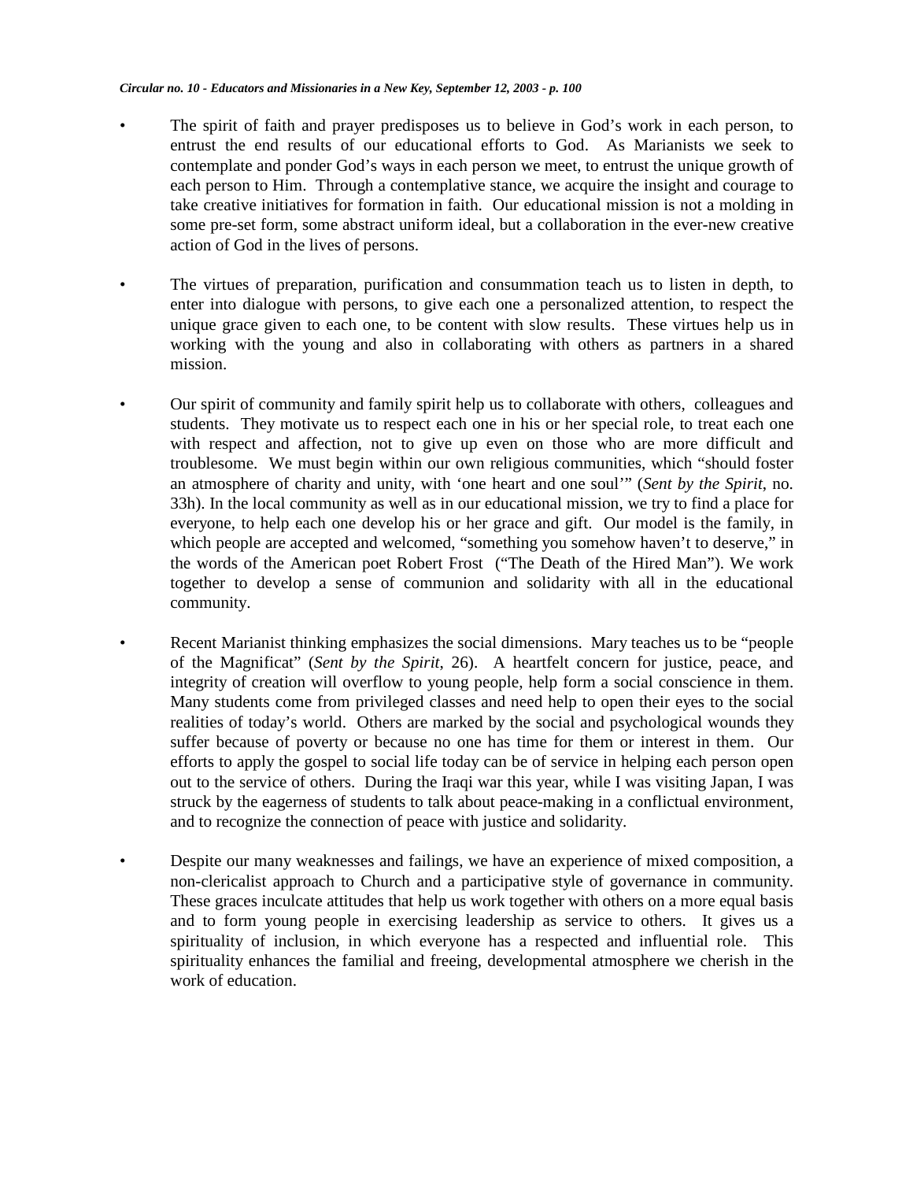- The spirit of faith and prayer predisposes us to believe in God's work in each person, to entrust the end results of our educational efforts to God. As Marianists we seek to contemplate and ponder God's ways in each person we meet, to entrust the unique growth of each person to Him. Through a contemplative stance, we acquire the insight and courage to take creative initiatives for formation in faith. Our educational mission is not a molding in some pre-set form, some abstract uniform ideal, but a collaboration in the ever-new creative action of God in the lives of persons.

- The virtues of preparation, purification and consummation teach us to listen in depth, to enter into dialogue with persons, to give each one a personalized attention, to respect the unique grace given to each one, to be content with slow results. These virtues help us in working with the young and also in collaborating with others as partners in a shared mission.

- Our spirit of community and family spirit help us to collaborate with others, colleagues and students. They motivate us to respect each one in his or her special role, to treat each one with respect and affection, not to give up even on those who are more difficult and troublesome. We must begin within our own religious communities, which "should foster an atmosphere of charity and unity, with 'one heart and one soul'" (*Sent by the Spirit*, no. 33h). In the local community as well as in our educational mission, we try to find a place for everyone, to help each one develop his or her grace and gift. Our model is the family, in which people are accepted and welcomed, "something you somehow haven't to deserve," in the words of the American poet Robert Frost ("The Death of the Hired Man"). We work together to develop a sense of communion and solidarity with all in the educational community.

- Recent Marianist thinking emphasizes the social dimensions. Mary teaches us to be "people of the Magnificat" (*Sent by the Spirit*, 26). A heartfelt concern for justice, peace, and integrity of creation will overflow to young people, help form a social conscience in them. Many students come from privileged classes and need help to open their eyes to the social realities of today's world. Others are marked by the social and psychological wounds they suffer because of poverty or because no one has time for them or interest in them. Our efforts to apply the gospel to social life today can be of service in helping each person open out to the service of others. During the Iraqi war this year, while I was visiting Japan, I was struck by the eagerness of students to talk about peace-making in a conflictual environment, and to recognize the connection of peace with justice and solidarity.

- Despite our many weaknesses and failings, we have an experience of mixed composition, a non-clericalist approach to Church and a participative style of governance in community. These graces inculcate attitudes that help us work together with others on a more equal basis and to form young people in exercising leadership as service to others. It gives us a spirituality of inclusion, in which everyone has a respected and influential role. This spirituality enhances the familial and freeing, developmental atmosphere we cherish in the work of education.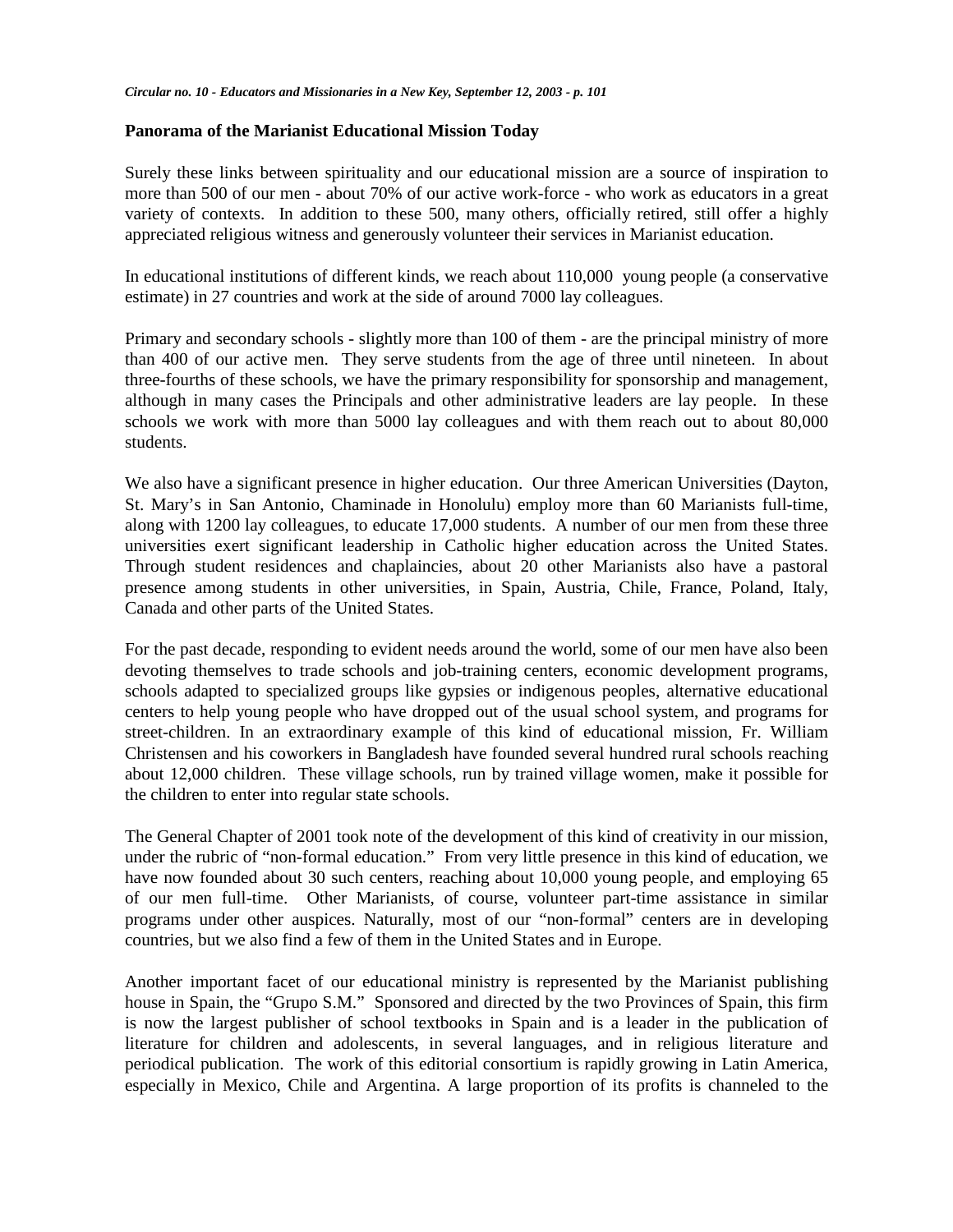## Panorama of the Marianist Educational Mission Today

Surely these links between spirituality and our educational mission are a source of inspiration to more than 500 of our men - about 70% of our active work-force - who work as educators in a great variety of contexts. In addition to these 500, many others, officially retired, still offer a highly appreciated religious witness and generously volunteer their services in Marianist education.

In educational institutions of different kinds, we reach about 110,000 young people (a conservative estimate) in 27 countries and work at the side of around 7000 lay colleagues.

Primary and secondary schools - slightly more than 100 of them - are the principal ministry of more than 400 of our active men. They serve students from the age of three until nineteen. In about three-fourths of these schools, we have the primary responsibility for sponsorship and management, although in many cases the Principals and other administrative leaders are lay people. In these schools we work with more than 5000 lay colleagues and with them reach out to about 80,000 students.

We also have a significant presence in higher education. Our three American Universities (Dayton, St. Mary's in San Antonio, Chaminade in Honolulu) employ more than 60 Marianists full-time, along with 1200 lay colleagues, to educate 17,000 students. A number of our men from these three universities exert significant leadership in Catholic higher education across the United States. Through student residences and chaplaincies, about 20 other Marianists also have a pastoral presence among students in other universities, in Spain, Austria, Chile, France, Poland, Italy, Canada and other parts of the United States.

For the past decade, responding to evident needs around the world, some of our men have also been devoting themselves to trade schools and job-training centers, economic development programs, schools adapted to specialized groups like gypsies or indigenous peoples, alternative educational centers to help young people who have dropped out of the usual school system, and programs for street-children. In an extraordinary example of this kind of educational mission, Fr. William Christensen and his coworkers in Bangladesh have founded several hundred rural schools reaching about 12,000 children. These village schools, run by trained village women, make it possible for the children to enter into regular state schools.

The General Chapter of 2001 took note of the development of this kind of creativity in our mission, under the rubric of "non-formal education." From very little presence in this kind of education, we have now founded about 30 such centers, reaching about 10,000 young people, and employing 65 of our men full-time. Other Marianists, of course, volunteer part-time assistance in similar programs under other auspices. Naturally, most of our "non-formal" centers are in developing countries, but we also find a few of them in the United States and in Europe.

Another important facet of our educational ministry is represented by the Marianist publishing house in Spain, the "Grupo S.M." Sponsored and directed by the two Provinces of Spain, this firm is now the largest publisher of school textbooks in Spain and is a leader in the publication of literature for children and adolescents, in several languages, and in religious literature and periodical publication. The work of this editorial consortium is rapidly growing in Latin America, especially in Mexico, Chile and Argentina. A large proportion of its profits is channeled to the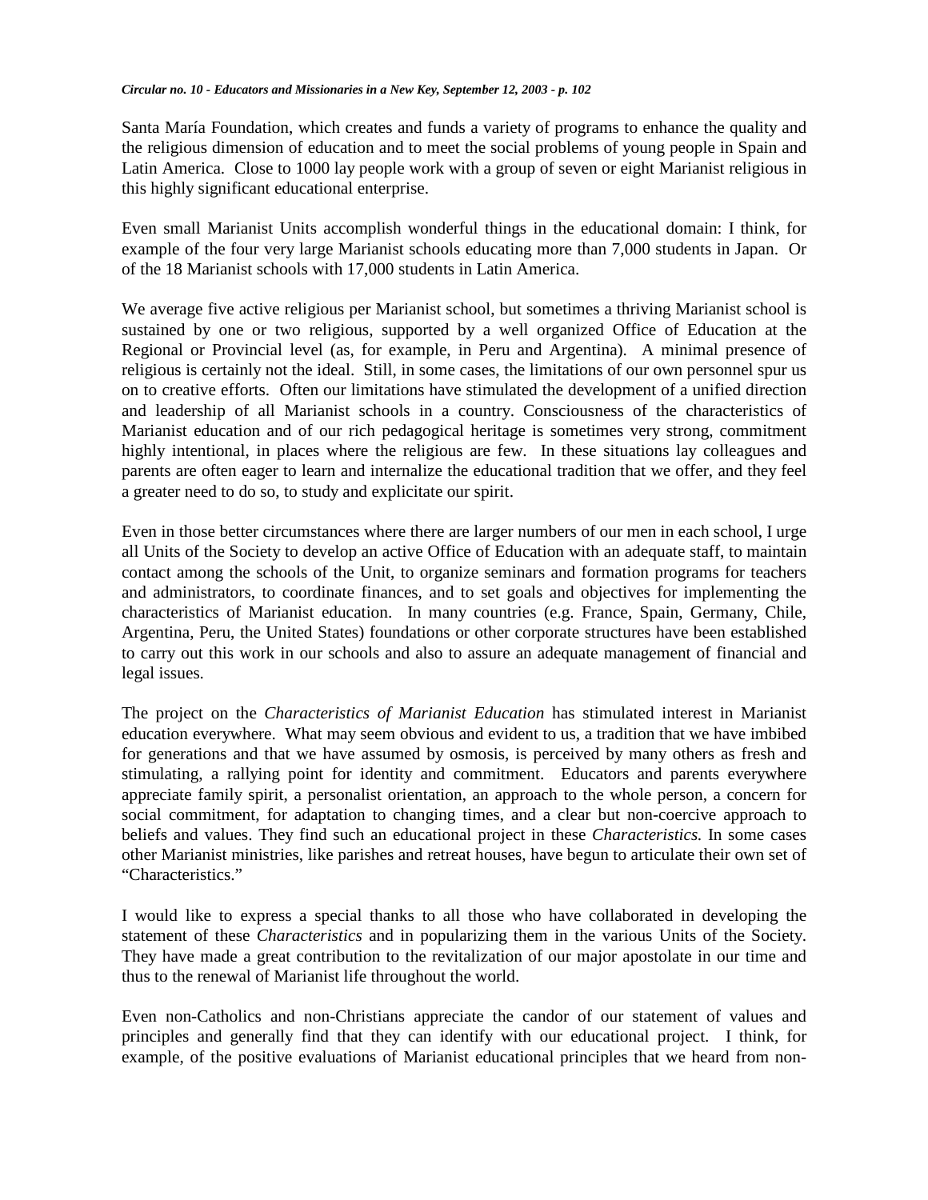Santa María Foundation, which creates and funds a variety of programs to enhance the quality and the religious dimension of education and to meet the social problems of young people in Spain and Latin America. Close to 1000 lay people work with a group of seven or eight Marianist religious in this highly significant educational enterprise.

Even small Marianist Units accomplish wonderful things in the educational domain: I think, for example of the four very large Marianist schools educating more than 7,000 students in Japan. Or of the 18 Marianist schools with 17,000 students in Latin America.

We average five active religious per Marianist school, but sometimes a thriving Marianist school is sustained by one or two religious, supported by a well organized Office of Education at the Regional or Provincial level (as, for example, in Peru and Argentina). A minimal presence of religious is certainly not the ideal. Still, in some cases, the limitations of our own personnel spur us on to creative efforts. Often our limitations have stimulated the development of a unified direction and leadership of all Marianist schools in a country. Consciousness of the characteristics of Marianist education and of our rich pedagogical heritage is sometimes very strong, commitment highly intentional, in places where the religious are few. In these situations lay colleagues and parents are often eager to learn and internalize the educational tradition that we offer, and they feel a greater need to do so, to study and explicitate our spirit.

Even in those better circumstances where there are larger numbers of our men in each school, I urge all Units of the Society to develop an active Office of Education with an adequate staff, to maintain contact among the schools of the Unit, to organize seminars and formation programs for teachers and administrators, to coordinate finances, and to set goals and objectives for implementing the characteristics of Marianist education. In many countries (e.g. France, Spain, Germany, Chile, Argentina, Peru, the United States) foundations or other corporate structures have been established to carry out this work in our schools and also to assure an adequate management of financial and legal issues.

The project on the *Characteristics of Marianist Education* has stimulated interest in Marianist education everywhere. What may seem obvious and evident to us, a tradition that we have imbibed for generations and that we have assumed by osmosis, is perceived by many others as fresh and stimulating, a rallying point for identity and commitment. Educators and parents everywhere appreciate family spirit, a personalist orientation, an approach to the whole person, a concern for social commitment, for adaptation to changing times, and a clear but non-coercive approach to beliefs and values. They find such an educational project in these *Characteristics.* In some cases other Marianist ministries, like parishes and retreat houses, have begun to articulate their own set of "Characteristics."

I would like to express a special thanks to all those who have collaborated in developing the statement of these *Characteristics* and in popularizing them in the various Units of the Society. They have made a great contribution to the revitalization of our major apostolate in our time and thus to the renewal of Marianist life throughout the world.

Even non-Catholics and non-Christians appreciate the candor of our statement of values and principles and generally find that they can identify with our educational project. I think, for example, of the positive evaluations of Marianist educational principles that we heard from non-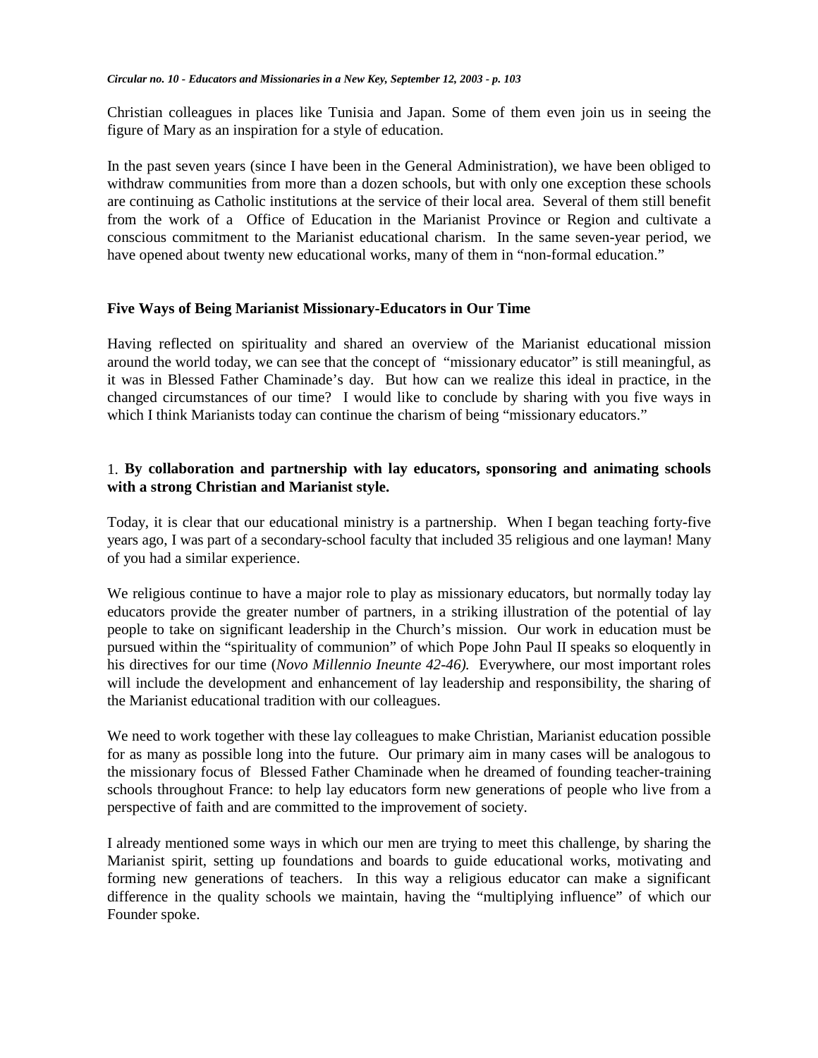Christian colleagues in places like Tunisia and Japan. Some of them even join us in seeing the figure of Mary as an inspiration for a style of education.

In the past seven years (since I have been in the General Administration), we have been obliged to withdraw communities from more than a dozen schools, but with only one exception these schools are continuing as Catholic institutions at the service of their local area. Several of them still benefit from the work of a Office of Education in the Marianist Province or Region and cultivate a conscious commitment to the Marianist educational charism. In the same seven-year period, we have opened about twenty new educational works, many of them in "non-formal education."

### Five Ways of Being Marianist Missionary-Educators in Our Time

Having reflected on spirituality and shared an overview of the Marianist educational mission around the world today, we can see that the concept of "missionary educator" is still meaningful, as it was in Blessed Father Chaminade's day. But how can we realize this ideal in practice, in the changed circumstances of our time? I would like to conclude by sharing with you five ways in which I think Marianists today can continue the charism of being "missionary educators."

1. **By collaboration and partnership with lay educators, sponsoring and animating schools with a strong Christian and Marianist style.**

Today, it is clear that our educational ministry is a partnership. When I began teaching forty-five years ago, I was part of a secondary-school faculty that included 35 religious and one layman! Many of you had a similar experience.

We religious continue to have a major role to play as missionary educators, but normally today lay educators provide the greater number of partners, in a striking illustration of the potential of lay people to take on significant leadership in the Church's mission. Our work in education must be pursued within the "spirituality of communion" of which Pope John Paul II speaks so eloquently in his directives for our time (*Novo Millennio Ineunte 42-46).* Everywhere, our most important roles will include the development and enhancement of lay leadership and responsibility, the sharing of the Marianist educational tradition with our colleagues.

We need to work together with these lay colleagues to make Christian, Marianist education possible for as many as possible long into the future. Our primary aim in many cases will be analogous to the missionary focus of Blessed Father Chaminade when he dreamed of founding teacher-training schools throughout France: to help lay educators form new generations of people who live from a perspective of faith and are committed to the improvement of society.

I already mentioned some ways in which our men are trying to meet this challenge, by sharing the Marianist spirit, setting up foundations and boards to guide educational works, motivating and forming new generations of teachers. In this way a religious educator can make a significant difference in the quality schools we maintain, having the "multiplying influence" of which our Founder spoke.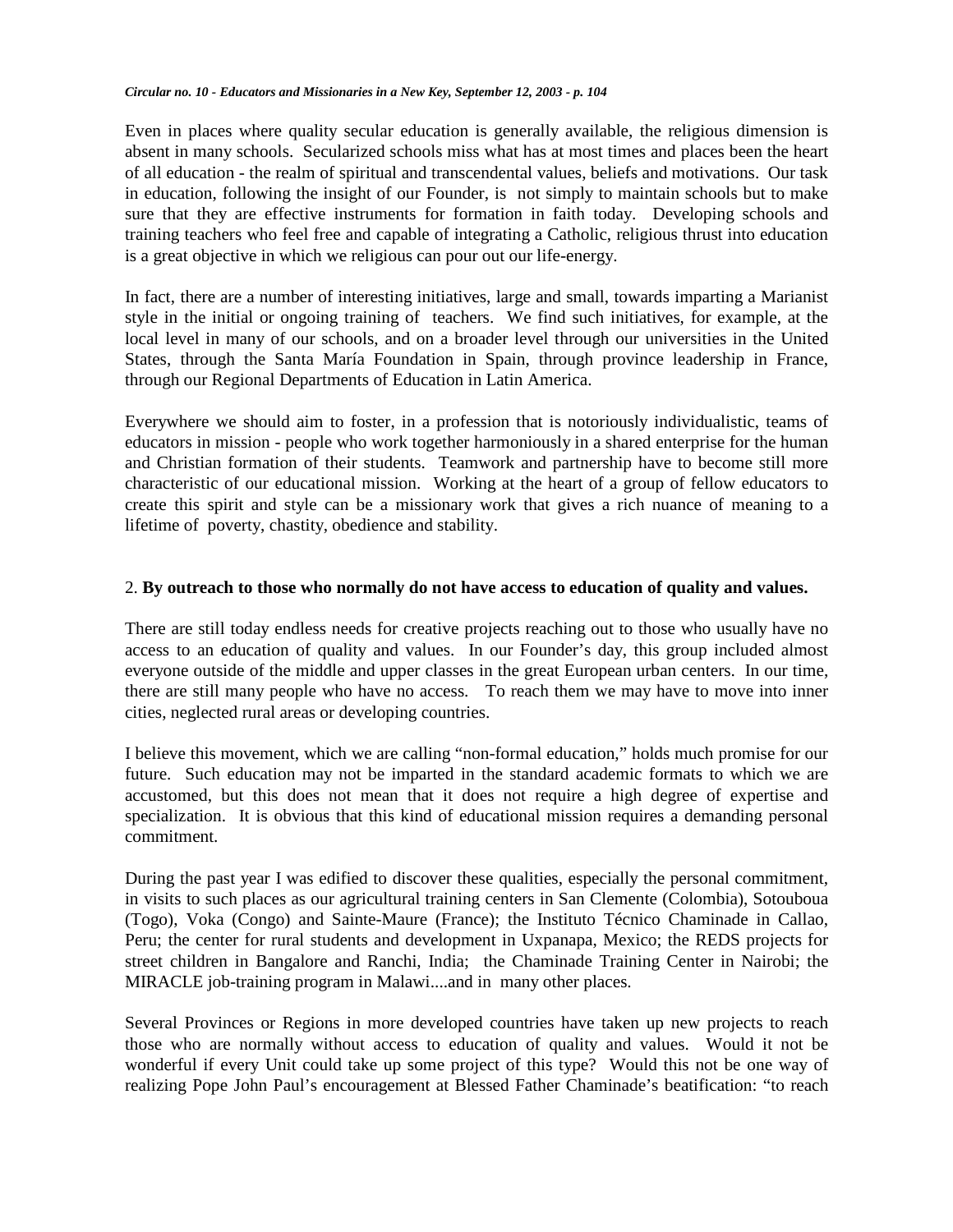Even in places where quality secular education is generally available, the religious dimension is absent in many schools. Secularized schools miss what has at most times and places been the heart of all education - the realm of spiritual and transcendental values, beliefs and motivations. Our task in education, following the insight of our Founder, is not simply to maintain schools but to make sure that they are effective instruments for formation in faith today. Developing schools and training teachers who feel free and capable of integrating a Catholic, religious thrust into education is a great objective in which we religious can pour out our life-energy.

In fact, there are a number of interesting initiatives, large and small, towards imparting a Marianist style in the initial or ongoing training of teachers. We find such initiatives, for example, at the local level in many of our schools, and on a broader level through our universities in the United States, through the Santa María Foundation in Spain, through province leadership in France, through our Regional Departments of Education in Latin America.

Everywhere we should aim to foster, in a profession that is notoriously individualistic, teams of educators in mission - people who work together harmoniously in a shared enterprise for the human and Christian formation of their students. Teamwork and partnership have to become still more characteristic of our educational mission. Working at the heart of a group of fellow educators to create this spirit and style can be a missionary work that gives a rich nuance of meaning to a lifetime of poverty, chastity, obedience and stability.

2. **By outreach to those who normally do not have access to education of quality and values.**

There are still today endless needs for creative projects reaching out to those who usually have no access to an education of quality and values. In our Founder's day, this group included almost everyone outside of the middle and upper classes in the great European urban centers. In our time, there are still many people who have no access. To reach them we may have to move into inner cities, neglected rural areas or developing countries.

I believe this movement, which we are calling "non-formal education," holds much promise for our future. Such education may not be imparted in the standard academic formats to which we are accustomed, but this does not mean that it does not require a high degree of expertise and specialization. It is obvious that this kind of educational mission requires a demanding personal commitment.

During the past year I was edified to discover these qualities, especially the personal commitment, in visits to such places as our agricultural training centers in San Clemente (Colombia), Sotouboua (Togo), Voka (Congo) and Sainte-Maure (France); the Instituto Técnico Chaminade in Callao, Peru; the center for rural students and development in Uxpanapa, Mexico; the REDS projects for street children in Bangalore and Ranchi, India; the Chaminade Training Center in Nairobi; the MIRACLE job-training program in Malawi....and in many other places.

Several Provinces or Regions in more developed countries have taken up new projects to reach those who are normally without access to education of quality and values. Would it not be wonderful if every Unit could take up some project of this type? Would this not be one way of realizing Pope John Paul's encouragement at Blessed Father Chaminade's beatification: "to reach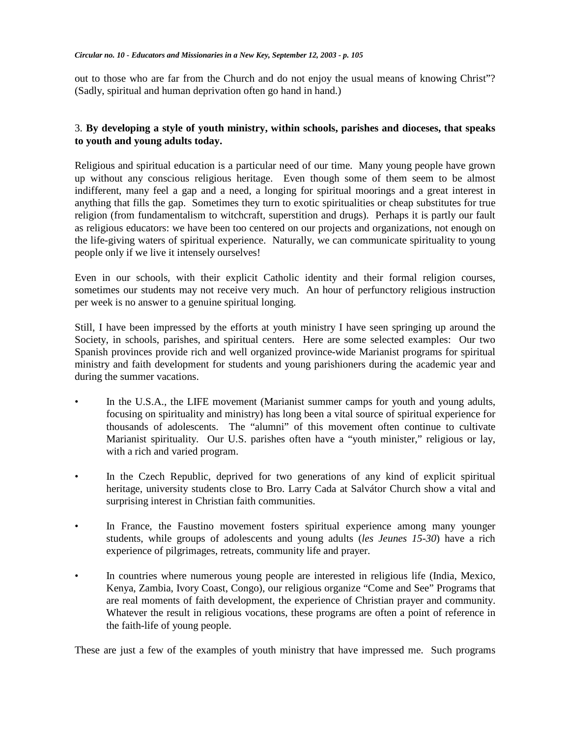out to those who are far from the Church and do not enjoy the usual means of knowing Christ"? (Sadly, spiritual and human deprivation often go hand in hand.)

3. **By developing a style of youth ministry, within schools, parishes and dioceses, that speaks to youth and young adults today.**

Religious and spiritual education is a particular need of our time. Many young people have grown up without any conscious religious heritage. Even though some of them seem to be almost indifferent, many feel a gap and a need, a longing for spiritual moorings and a great interest in anything that fills the gap. Sometimes they turn to exotic spiritualities or cheap substitutes for true religion (from fundamentalism to witchcraft, superstition and drugs). Perhaps it is partly our fault as religious educators: we have been too centered on our projects and organizations, not enough on the life-giving waters of spiritual experience. Naturally, we can communicate spirituality to young people only if we live it intensely ourselves!

Even in our schools, with their explicit Catholic identity and their formal religion courses, sometimes our students may not receive very much. An hour of perfunctory religious instruction per week is no answer to a genuine spiritual longing.

Still, I have been impressed by the efforts at youth ministry I have seen springing up around the Society, in schools, parishes, and spiritual centers. Here are some selected examples: Our two Spanish provinces provide rich and well organized province-wide Marianist programs for spiritual ministry and faith development for students and young parishioners during the academic year and during the summer vacations.

- In the U.S.A., the LIFE movement (Marianist summer camps for youth and young adults, focusing on spirituality and ministry) has long been a vital source of spiritual experience for thousands of adolescents. The "alumni" of this movement often continue to cultivate Marianist spirituality. Our U.S. parishes often have a "youth minister," religious or lay, with a rich and varied program.

- In the Czech Republic, deprived for two generations of any kind of explicit spiritual heritage, university students close to Bro. Larry Cada at Salvátor Church show a vital and surprising interest in Christian faith communities.

- In France, the Faustino movement fosters spiritual experience among many younger students, while groups of adolescents and young adults (*les Jeunes 15-30*) have a rich experience of pilgrimages, retreats, community life and prayer.

- In countries where numerous young people are interested in religious life (India, Mexico, Kenya, Zambia, Ivory Coast, Congo), our religious organize "Come and See" Programs that are real moments of faith development, the experience of Christian prayer and community. Whatever the result in religious vocations, these programs are often a point of reference in the faith-life of young people.

These are just a few of the examples of youth ministry that have impressed me. Such programs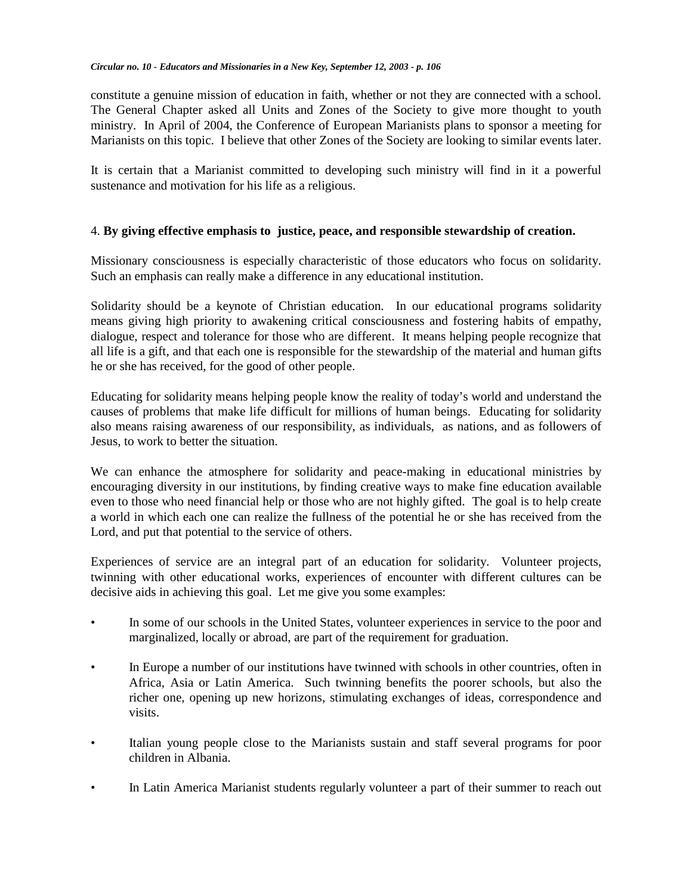constitute a genuine mission of education in faith, whether or not they are connected with a school. The General Chapter asked all Units and Zones of the Society to give more thought to youth ministry. In April of 2004, the Conference of European Marianists plans to sponsor a meeting for Marianists on this topic. I believe that other Zones of the Society are looking to similar events later.

It is certain that a Marianist committed to developing such ministry will find in it a powerful sustenance and motivation for his life as a religious.

4. **By giving effective emphasis to justice, peace, and responsible stewardship of creation.**

Missionary consciousness is especially characteristic of those educators who focus on solidarity. Such an emphasis can really make a difference in any educational institution.

Solidarity should be a keynote of Christian education. In our educational programs solidarity means giving high priority to awakening critical consciousness and fostering habits of empathy, dialogue, respect and tolerance for those who are different. It means helping people recognize that all life is a gift, and that each one is responsible for the stewardship of the material and human gifts he or she has received, for the good of other people.

Educating for solidarity means helping people know the reality of today's world and understand the causes of problems that make life difficult for millions of human beings. Educating for solidarity also means raising awareness of our responsibility, as individuals, as nations, and as followers of Jesus, to work to better the situation.

We can enhance the atmosphere for solidarity and peace-making in educational ministries by encouraging diversity in our institutions, by finding creative ways to make fine education available even to those who need financial help or those who are not highly gifted. The goal is to help create a world in which each one can realize the fullness of the potential he or she has received from the Lord, and put that potential to the service of others.

Experiences of service are an integral part of an education for solidarity. Volunteer projects, twinning with other educational works, experiences of encounter with different cultures can be decisive aids in achieving this goal. Let me give you some examples:

- In some of our schools in the United States, volunteer experiences in service to the poor and marginalized, locally or abroad, are part of the requirement for graduation.
- In Europe a number of our institutions have twinned with schools in other countries, often in Africa, Asia or Latin America. Such twinning benefits the poorer schools, but also the richer one, opening up new horizons, stimulating exchanges of ideas, correspondence and visits.
- Italian young people close to the Marianists sustain and staff several programs for poor children in Albania.
- In Latin America Marianist students regularly volunteer a part of their summer to reach out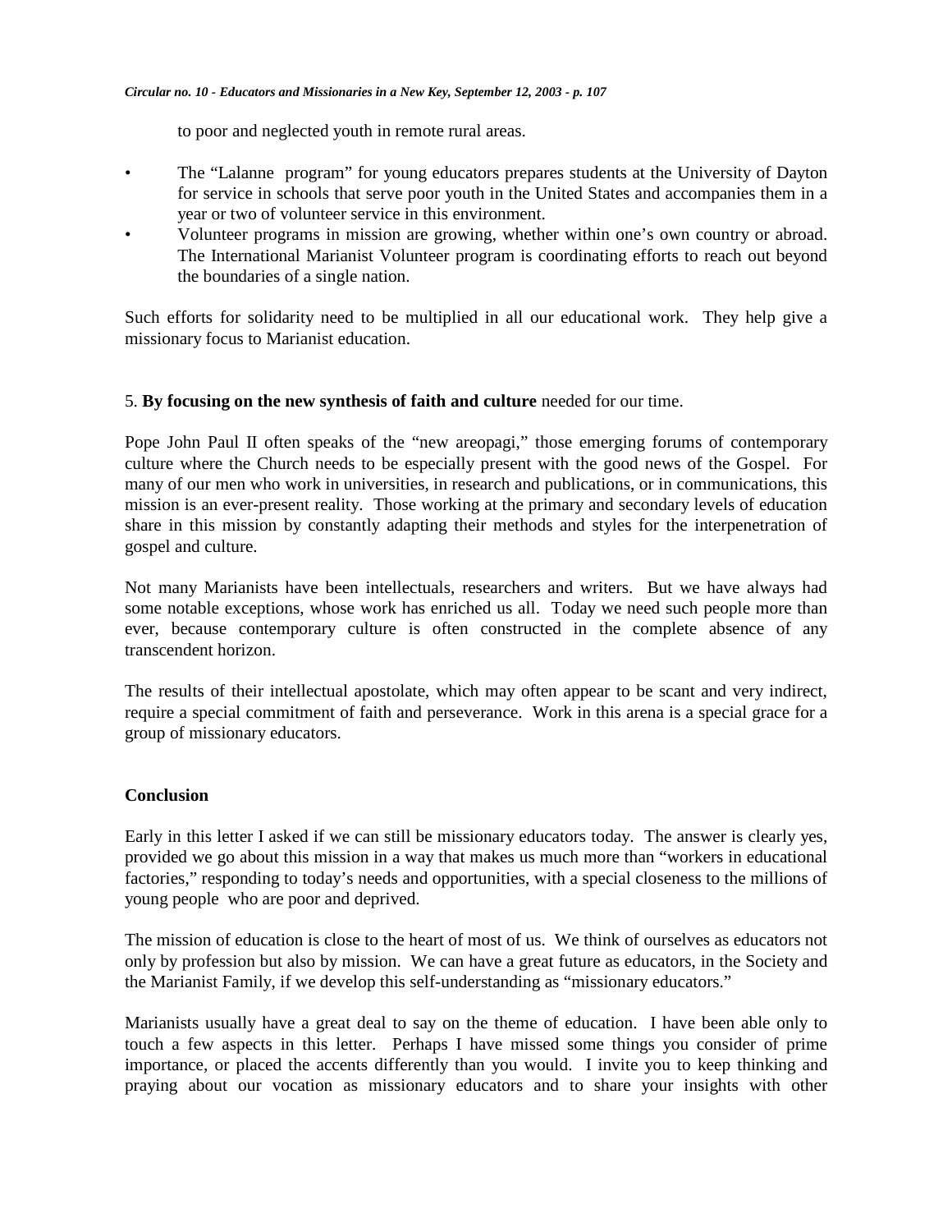to poor and neglected youth in remote rural areas.

- The "Lalanne program" for young educators prepares students at the University of Dayton for service in schools that serve poor youth in the United States and accompanies them in a year or two of volunteer service in this environment.
- Volunteer programs in mission are growing, whether within one's own country or abroad. The International Marianist Volunteer program is coordinating efforts to reach out beyond the boundaries of a single nation.

Such efforts for solidarity need to be multiplied in all our educational work. They help give a missionary focus to Marianist education.

5. **By focusing on the new synthesis of faith and culture** needed for our time.

Pope John Paul II often speaks of the "new areopagi," those emerging forums of contemporary culture where the Church needs to be especially present with the good news of the Gospel. For many of our men who work in universities, in research and publications, or in communications, this mission is an ever-present reality. Those working at the primary and secondary levels of education share in this mission by constantly adapting their methods and styles for the interpenetration of gospel and culture.

Not many Marianists have been intellectuals, researchers and writers. But we have always had some notable exceptions, whose work has enriched us all. Today we need such people more than ever, because contemporary culture is often constructed in the complete absence of any transcendent horizon.

The results of their intellectual apostolate, which may often appear to be scant and very indirect, require a special commitment of faith and perseverance. Work in this arena is a special grace for a group of missionary educators.

## Conclusion

Early in this letter I asked if we can still be missionary educators today. The answer is clearly yes, provided we go about this mission in a way that makes us much more than "workers in educational factories," responding to today's needs and opportunities, with a special closeness to the millions of young people who are poor and deprived.

The mission of education is close to the heart of most of us. We think of ourselves as educators not only by profession but also by mission. We can have a great future as educators, in the Society and the Marianist Family, if we develop this self-understanding as "missionary educators."

Marianists usually have a great deal to say on the theme of education. I have been able only to touch a few aspects in this letter. Perhaps I have missed some things you consider of prime importance, or placed the accents differently than you would. I invite you to keep thinking and praying about our vocation as missionary educators and to share your insights with other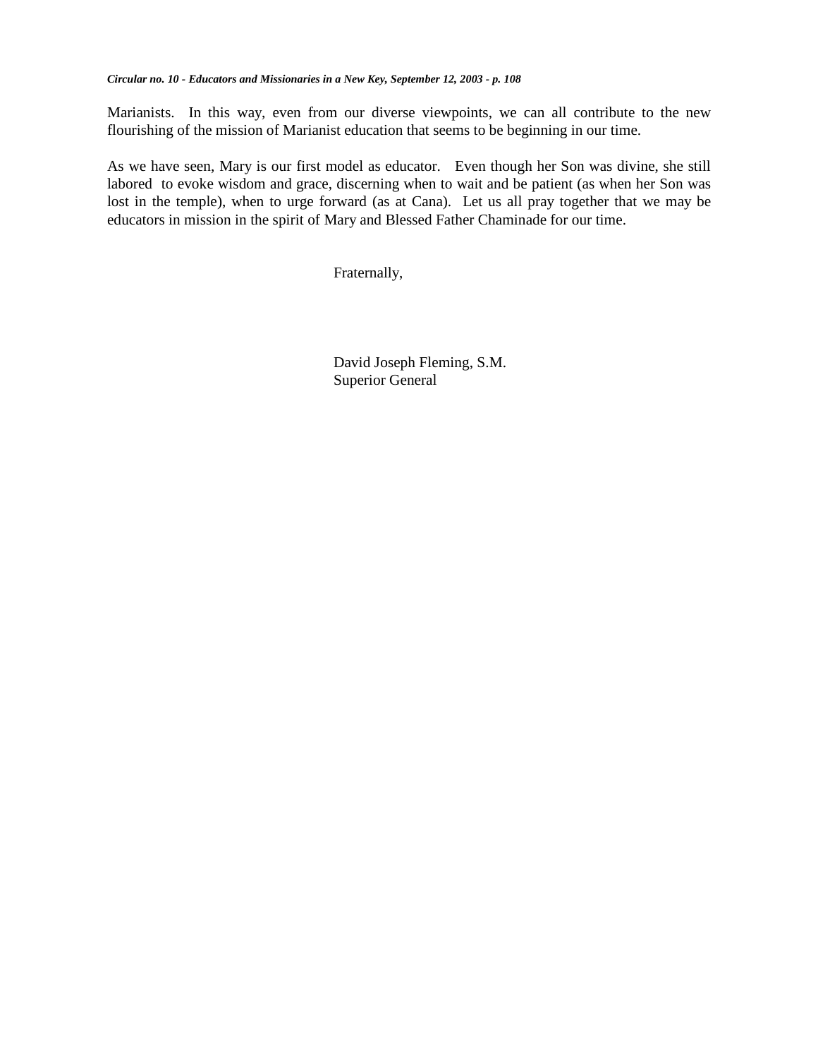Marianists. In this way, even from our diverse viewpoints, we can all contribute to the new flourishing of the mission of Marianist education that seems to be beginning in our time.

As we have seen, Mary is our first model as educator. Even though her Son was divine, she still labored to evoke wisdom and grace, discerning when to wait and be patient (as when her Son was lost in the temple), when to urge forward (as at Cana). Let us all pray together that we may be educators in mission in the spirit of Mary and Blessed Father Chaminade for our time.

Fraternally,

David Joseph Fleming, S.M.
Superior General